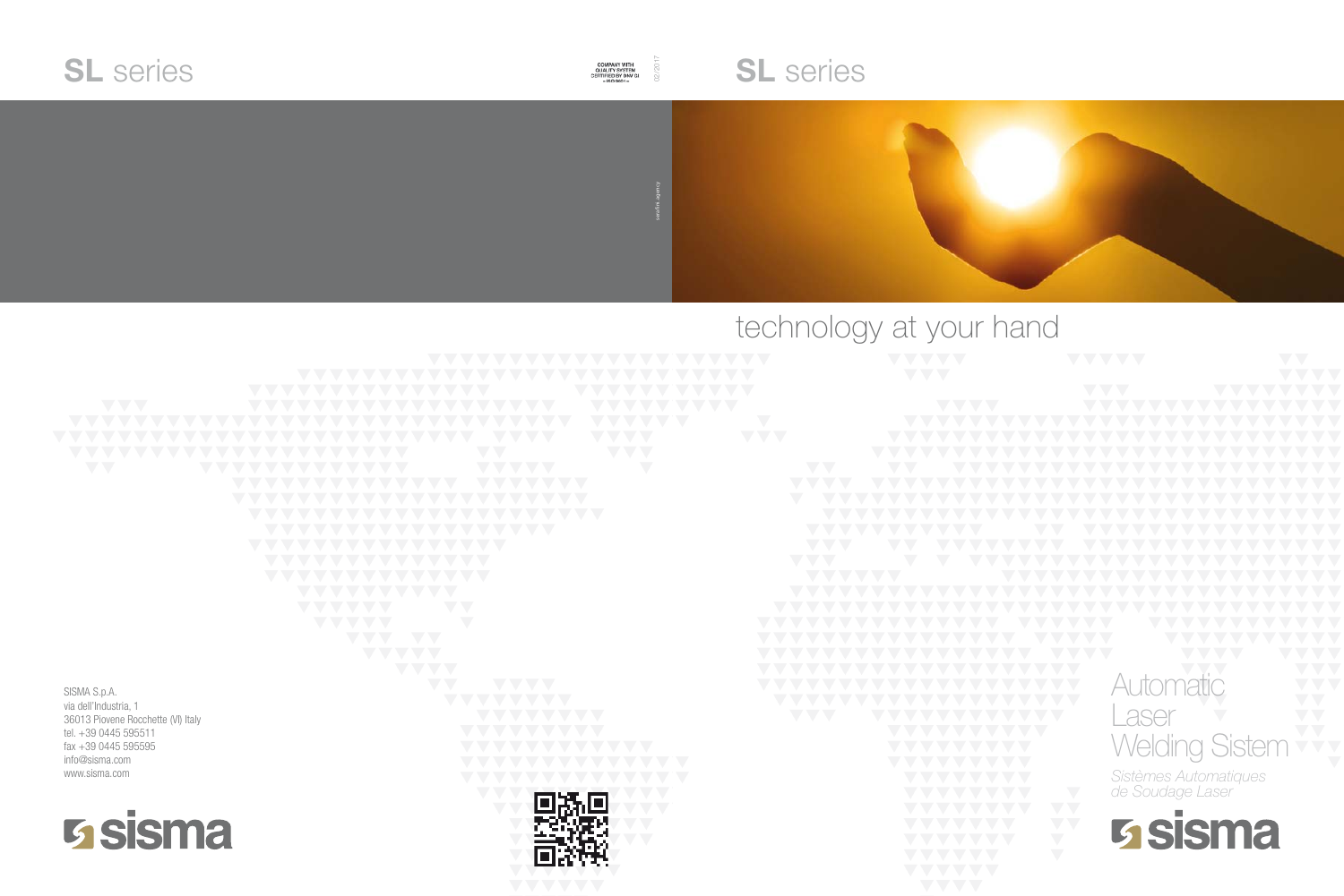# SL series

COMPANY WITH QUALITY SYSTEM CERTIFIED BY DNV GL = ISO 9001 =

02/2017

SISMA S.p.A.
via dell'Industria, 1
36013 Piovene Rocchette (VI) Italy
tel. +39 0445 595511
fax +39 0445 595595
info@sisma.com
www.sisma.com

sisma

# SL series

technology at your hand

Automatic
Laser
Welding Sistem

*Sistèmes Automatiques de Soudage Laser*

sisma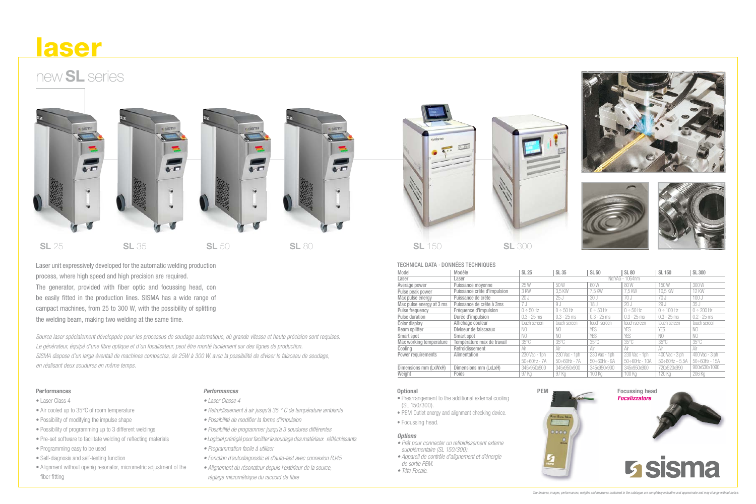# laser

## new **SL** series

**SL** 25 **SL** 35 **SL** 50 **SL** 80 **SL** 150 **SL** 300

Laser unit expressively developed for the automatic welding production process, where high speed and high precision are required.
The generator, provided with fiber optic and focussing head, con be easily fitted in the production lines. SISMA has a wide range of campact machines, from 25 to 300 W, with the possibility of splitting the welding beam, making two welding at the same time.

*Source laser spécialement développée pour les processus de soudage automatique, où grande vitesse et haute précision sont requises. Le générateur, équipé d'une fibre optique et d'un focalisateur, peut être monté facilement sur des lignes de production. SISMA dispose d'un large éventail de machines compactes, de 25W à 300 W, avec la possibilité de diviser le faisceau de soudage, en réalisant deux soudures en même temps.*

### TECHNICAL DATA · DONNÉES TECHNIQUES

| Model | Modèle | SL 25 | SL 35 | SL 50 | SL 80 | SL 150 | SL 300 |
|---|---|---|---|---|---|---|---|
| Laser | Laser | Nd:YAG - 1064nm | | | | | |
| Average power | Puissance moyenne | 25 W | 50 W | 60 W | 80 W | 150 W | 300 W |
| Pulse peak power | Puissance crête d'impulsion | 3 KW | 3,5 KW | 7,5 KW | 7,5 KW | 10,5 KW | 12 KW |
| Max pulse energy | Puissance de crête | 20 J | 25 J | 30 J | 70 J | 70 J | 100 J |
| Max pulse energy at 3 ms | Puissance de crête à 3ms | 7 J | 9 J | 18 J | 20 J | 29 J | 35 J |
| Pulse frequency | Fréquence d'impulsion | 0 ÷ 50 Hz | 0 ÷ 50 Hz | 0 ÷ 50 Hz | 0 ÷ 50 Hz | 0 ÷ 100 Hz | 0 ÷ 200 Hz |
| Pulse duration | Durée d'impulsion | 0.3 - 25 ms | 0.3 - 25 ms | 0.3 - 25 ms | 0.3 - 25 ms | 0.3 - 25 ms | 0.2 - 25 ms |
| Color display | Affichage couleur | touch screen | touch screen | touch screen | touch screen | touch screen | touch screen |
| Beam splitter | Diviseur de faisceaux | NO | NO | YES | YES | YES | NO |
| Smart spot | Smart spot | NO | NO | YES | YES | NO | NO |
| Max working temperature | Température max de travail | 35°C | 35°C | 35°C | 35°C | 35°C | 35°C |
| Cooling | Refroidissement | Air | Air | Air | Air | Air | Air |
| Power requirements | Alimentation | 230 Vac - 1ph 50÷60Hz - 7A | 230 Vac - 1ph 50÷60Hz - 7A | 230 Vac - 1ph 50÷60Hz - 9A | 230 Vac - 1ph 50÷60Hz - 10A | 400 Vac - 3 ph 50÷60Hz – 5.5A | 400 Vac - 3 ph 50÷60Hz - 15A |
| Dimensions mm (LxWxH) | Dimensions mm (LxLxH) | 345x950x900 | 345x950x900 | 345x950x900 | 345x950x900 | 720x520x990 | 900x630x1090 |
| Weight | Poids | 97 Kg | 97 Kg | 100 Kg | 100 Kg | 120 Kg | 206 Kg |

### Performances

- Laser Class 4
- Air cooled up to 35°C of room temperature
- Possibility of modifying the impulse shape
- Possibility of programming up to 3 different weldings
- Pre-set software to facilitate welding of reflecting materials
- Programming easy to be used
- Self-diagnosis and self-testing function
- Alignment without openig resonator, micrometric adjustment of the fiber fitting

### *Performances*

- *Laser Classe 4*
- *Refroidissement à air jusqu'à 35 ° C de température ambiante*
- *Possibilité de modifier la forme d'impulsion*
- *Possibilité de programmer jusqu'à 3 soudures différentes*
- *Logiciel préréglé pour faciliter le soudage des matériaux réfléchissants*
- *Programmation facile à utiliser*
- *Fonction d'autodiagnostic et d'auto-test avec connexion RJ45*
- *Alignement du résonateur depuis l'extérieur de la source, réglage micrométrique du raccord de fibre*

### Optional

- Prearrangement to the additional external cooling (SL 150/300).
- PEM Outlet energy and alignment checking device.
- Focussing head.

### *Options*

- *Prêt pour connecter un refroidissement externe supplémentaire (SL 150/300).*
- *Appareil de contrôle d'alignement et d'énergie de sortie PEM.*
- *Tête Focale.*

**PEM**

**Focussing head**
***Focalizzatore***

sisma

*The features, images, performances, weigths and measures contained in the catalogue are completely indicative and approximate and may change without notice.*